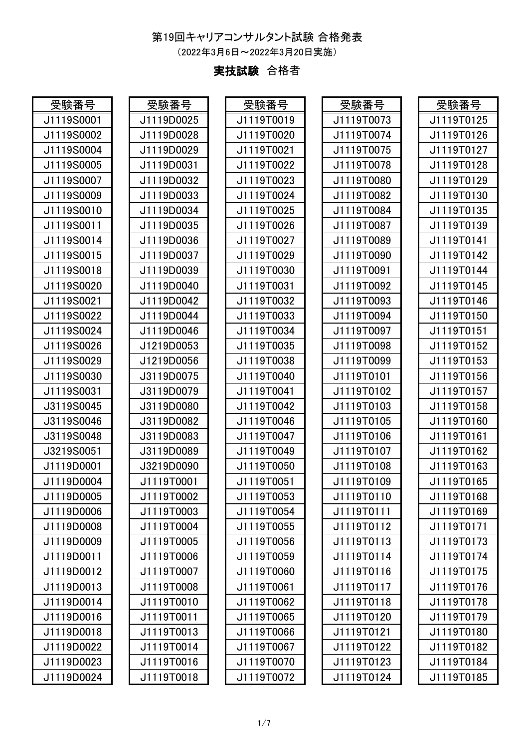# 第19回キャリアコンサルタント試験 合格発表

（2022年3月6日～2022年3月20日実施）

## **実技試験** 合格者

| 受験番号 |
|---|
| J1119S0001 |
| J1119S0002 |
| J1119S0004 |
| J1119S0005 |
| J1119S0007 |
| J1119S0009 |
| J1119S0010 |
| J1119S0011 |
| J1119S0014 |
| J1119S0015 |
| J1119S0018 |
| J1119S0020 |
| J1119S0021 |
| J1119S0022 |
| J1119S0024 |
| J1119S0026 |
| J1119S0029 |
| J1119S0030 |
| J1119S0031 |
| J3119S0045 |
| J3119S0046 |
| J3119S0048 |
| J3219S0051 |
| J1119D0001 |
| J1119D0004 |
| J1119D0005 |
| J1119D0006 |
| J1119D0008 |
| J1119D0009 |
| J1119D0011 |
| J1119D0012 |
| J1119D0013 |
| J1119D0014 |
| J1119D0016 |
| J1119D0018 |
| J1119D0022 |
| J1119D0023 |
| J1119D0024 |

| 受験番号 |
|---|
| J1119D0025 |
| J1119D0028 |
| J1119D0029 |
| J1119D0031 |
| J1119D0032 |
| J1119D0033 |
| J1119D0034 |
| J1119D0035 |
| J1119D0036 |
| J1119D0037 |
| J1119D0039 |
| J1119D0040 |
| J1119D0042 |
| J1119D0044 |
| J1119D0046 |
| J1219D0053 |
| J1219D0056 |
| J3119D0075 |
| J3119D0079 |
| J3119D0080 |
| J3119D0082 |
| J3119D0083 |
| J3119D0089 |
| J3219D0090 |
| J1119T0001 |
| J1119T0002 |
| J1119T0003 |
| J1119T0004 |
| J1119T0005 |
| J1119T0006 |
| J1119T0007 |
| J1119T0008 |
| J1119T0010 |
| J1119T0011 |
| J1119T0013 |
| J1119T0014 |
| J1119T0016 |
| J1119T0018 |

| 受験番号 |
|---|
| J1119T0019 |
| J1119T0020 |
| J1119T0021 |
| J1119T0022 |
| J1119T0023 |
| J1119T0024 |
| J1119T0025 |
| J1119T0026 |
| J1119T0027 |
| J1119T0029 |
| J1119T0030 |
| J1119T0031 |
| J1119T0032 |
| J1119T0033 |
| J1119T0034 |
| J1119T0035 |
| J1119T0038 |
| J1119T0040 |
| J1119T0041 |
| J1119T0042 |
| J1119T0046 |
| J1119T0047 |
| J1119T0049 |
| J1119T0050 |
| J1119T0051 |
| J1119T0053 |
| J1119T0054 |
| J1119T0055 |
| J1119T0056 |
| J1119T0059 |
| J1119T0060 |
| J1119T0061 |
| J1119T0062 |
| J1119T0065 |
| J1119T0066 |
| J1119T0067 |
| J1119T0070 |
| J1119T0072 |

| 受験番号 |
|---|
| J1119T0073 |
| J1119T0074 |
| J1119T0075 |
| J1119T0078 |
| J1119T0080 |
| J1119T0082 |
| J1119T0084 |
| J1119T0087 |
| J1119T0089 |
| J1119T0090 |
| J1119T0091 |
| J1119T0092 |
| J1119T0093 |
| J1119T0094 |
| J1119T0097 |
| J1119T0098 |
| J1119T0099 |
| J1119T0101 |
| J1119T0102 |
| J1119T0103 |
| J1119T0105 |
| J1119T0106 |
| J1119T0107 |
| J1119T0108 |
| J1119T0109 |
| J1119T0110 |
| J1119T0111 |
| J1119T0112 |
| J1119T0113 |
| J1119T0114 |
| J1119T0116 |
| J1119T0117 |
| J1119T0118 |
| J1119T0120 |
| J1119T0121 |
| J1119T0122 |
| J1119T0123 |
| J1119T0124 |

| 受験番号 |
|---|
| J1119T0125 |
| J1119T0126 |
| J1119T0127 |
| J1119T0128 |
| J1119T0129 |
| J1119T0130 |
| J1119T0135 |
| J1119T0139 |
| J1119T0141 |
| J1119T0142 |
| J1119T0144 |
| J1119T0145 |
| J1119T0146 |
| J1119T0150 |
| J1119T0151 |
| J1119T0152 |
| J1119T0153 |
| J1119T0156 |
| J1119T0157 |
| J1119T0158 |
| J1119T0160 |
| J1119T0161 |
| J1119T0162 |
| J1119T0163 |
| J1119T0165 |
| J1119T0168 |
| J1119T0169 |
| J1119T0171 |
| J1119T0173 |
| J1119T0174 |
| J1119T0175 |
| J1119T0176 |
| J1119T0178 |
| J1119T0179 |
| J1119T0180 |
| J1119T0182 |
| J1119T0184 |
| J1119T0185 |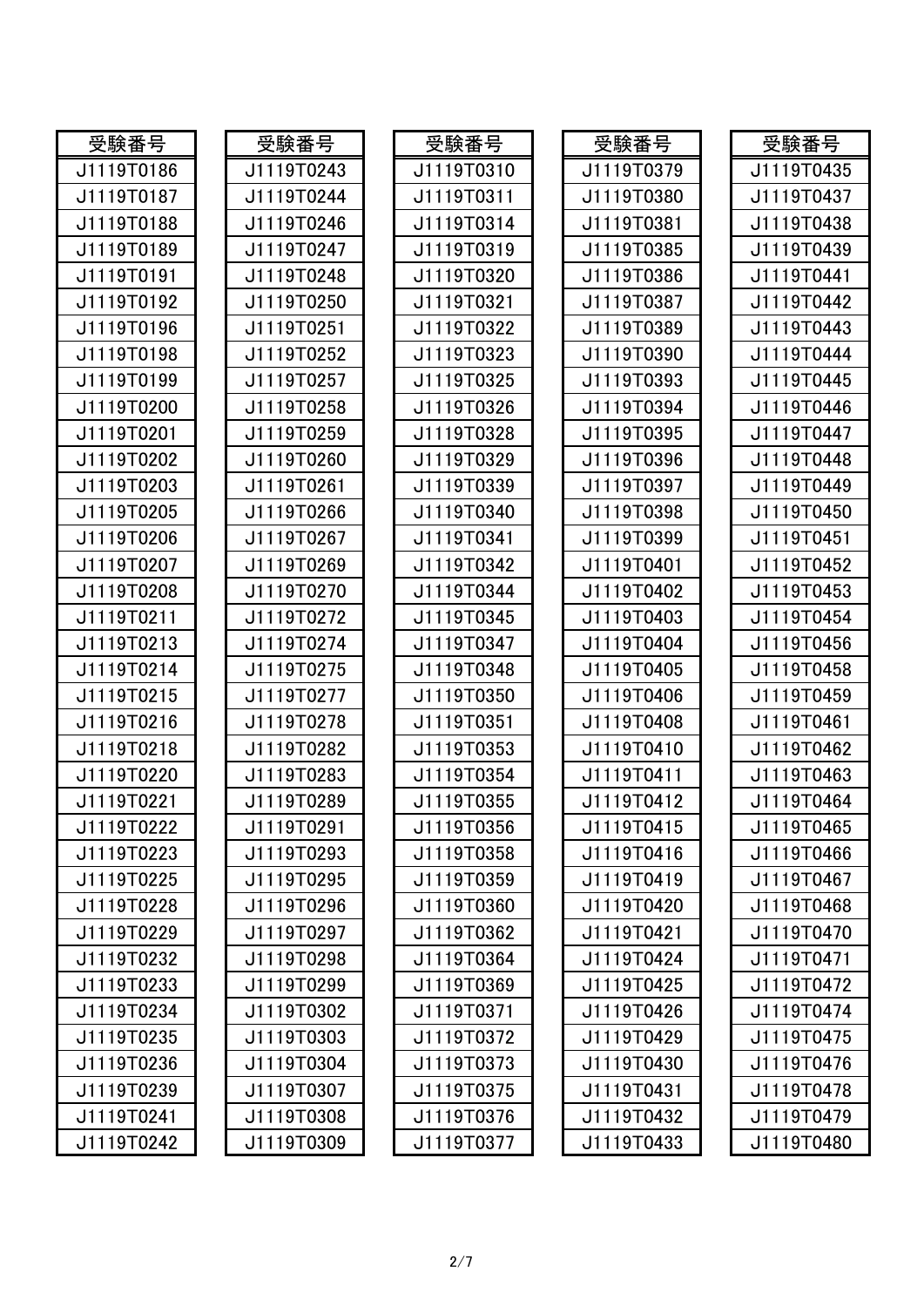| 受験番号 |
|---|
| J1119T0186 |
| J1119T0187 |
| J1119T0188 |
| J1119T0189 |
| J1119T0191 |
| J1119T0192 |
| J1119T0196 |
| J1119T0198 |
| J1119T0199 |
| J1119T0200 |
| J1119T0201 |
| J1119T0202 |
| J1119T0203 |
| J1119T0205 |
| J1119T0206 |
| J1119T0207 |
| J1119T0208 |
| J1119T0211 |
| J1119T0213 |
| J1119T0214 |
| J1119T0215 |
| J1119T0216 |
| J1119T0218 |
| J1119T0220 |
| J1119T0221 |
| J1119T0222 |
| J1119T0223 |
| J1119T0225 |
| J1119T0228 |
| J1119T0229 |
| J1119T0232 |
| J1119T0233 |
| J1119T0234 |
| J1119T0235 |
| J1119T0236 |
| J1119T0239 |
| J1119T0241 |
| J1119T0242 |

| 受験番号 |
|---|
| J1119T0243 |
| J1119T0244 |
| J1119T0246 |
| J1119T0247 |
| J1119T0248 |
| J1119T0250 |
| J1119T0251 |
| J1119T0252 |
| J1119T0257 |
| J1119T0258 |
| J1119T0259 |
| J1119T0260 |
| J1119T0261 |
| J1119T0266 |
| J1119T0267 |
| J1119T0269 |
| J1119T0270 |
| J1119T0272 |
| J1119T0274 |
| J1119T0275 |
| J1119T0277 |
| J1119T0278 |
| J1119T0282 |
| J1119T0283 |
| J1119T0289 |
| J1119T0291 |
| J1119T0293 |
| J1119T0295 |
| J1119T0296 |
| J1119T0297 |
| J1119T0298 |
| J1119T0299 |
| J1119T0302 |
| J1119T0303 |
| J1119T0304 |
| J1119T0307 |
| J1119T0308 |
| J1119T0309 |

| 受験番号 |
|---|
| J1119T0310 |
| J1119T0311 |
| J1119T0314 |
| J1119T0319 |
| J1119T0320 |
| J1119T0321 |
| J1119T0322 |
| J1119T0323 |
| J1119T0325 |
| J1119T0326 |
| J1119T0328 |
| J1119T0329 |
| J1119T0339 |
| J1119T0340 |
| J1119T0341 |
| J1119T0342 |
| J1119T0344 |
| J1119T0345 |
| J1119T0347 |
| J1119T0348 |
| J1119T0350 |
| J1119T0351 |
| J1119T0353 |
| J1119T0354 |
| J1119T0355 |
| J1119T0356 |
| J1119T0358 |
| J1119T0359 |
| J1119T0360 |
| J1119T0362 |
| J1119T0364 |
| J1119T0369 |
| J1119T0371 |
| J1119T0372 |
| J1119T0373 |
| J1119T0375 |
| J1119T0376 |
| J1119T0377 |

| 受験番号 |
|---|
| J1119T0379 |
| J1119T0380 |
| J1119T0381 |
| J1119T0385 |
| J1119T0386 |
| J1119T0387 |
| J1119T0389 |
| J1119T0390 |
| J1119T0393 |
| J1119T0394 |
| J1119T0395 |
| J1119T0396 |
| J1119T0397 |
| J1119T0398 |
| J1119T0399 |
| J1119T0401 |
| J1119T0402 |
| J1119T0403 |
| J1119T0404 |
| J1119T0405 |
| J1119T0406 |
| J1119T0408 |
| J1119T0410 |
| J1119T0411 |
| J1119T0412 |
| J1119T0415 |
| J1119T0416 |
| J1119T0419 |
| J1119T0420 |
| J1119T0421 |
| J1119T0424 |
| J1119T0425 |
| J1119T0426 |
| J1119T0429 |
| J1119T0430 |
| J1119T0431 |
| J1119T0432 |
| J1119T0433 |

| 受験番号 |
|---|
| J1119T0435 |
| J1119T0437 |
| J1119T0438 |
| J1119T0439 |
| J1119T0441 |
| J1119T0442 |
| J1119T0443 |
| J1119T0444 |
| J1119T0445 |
| J1119T0446 |
| J1119T0447 |
| J1119T0448 |
| J1119T0449 |
| J1119T0450 |
| J1119T0451 |
| J1119T0452 |
| J1119T0453 |
| J1119T0454 |
| J1119T0456 |
| J1119T0458 |
| J1119T0459 |
| J1119T0461 |
| J1119T0462 |
| J1119T0463 |
| J1119T0464 |
| J1119T0465 |
| J1119T0466 |
| J1119T0467 |
| J1119T0468 |
| J1119T0470 |
| J1119T0471 |
| J1119T0472 |
| J1119T0474 |
| J1119T0475 |
| J1119T0476 |
| J1119T0478 |
| J1119T0479 |
| J1119T0480 |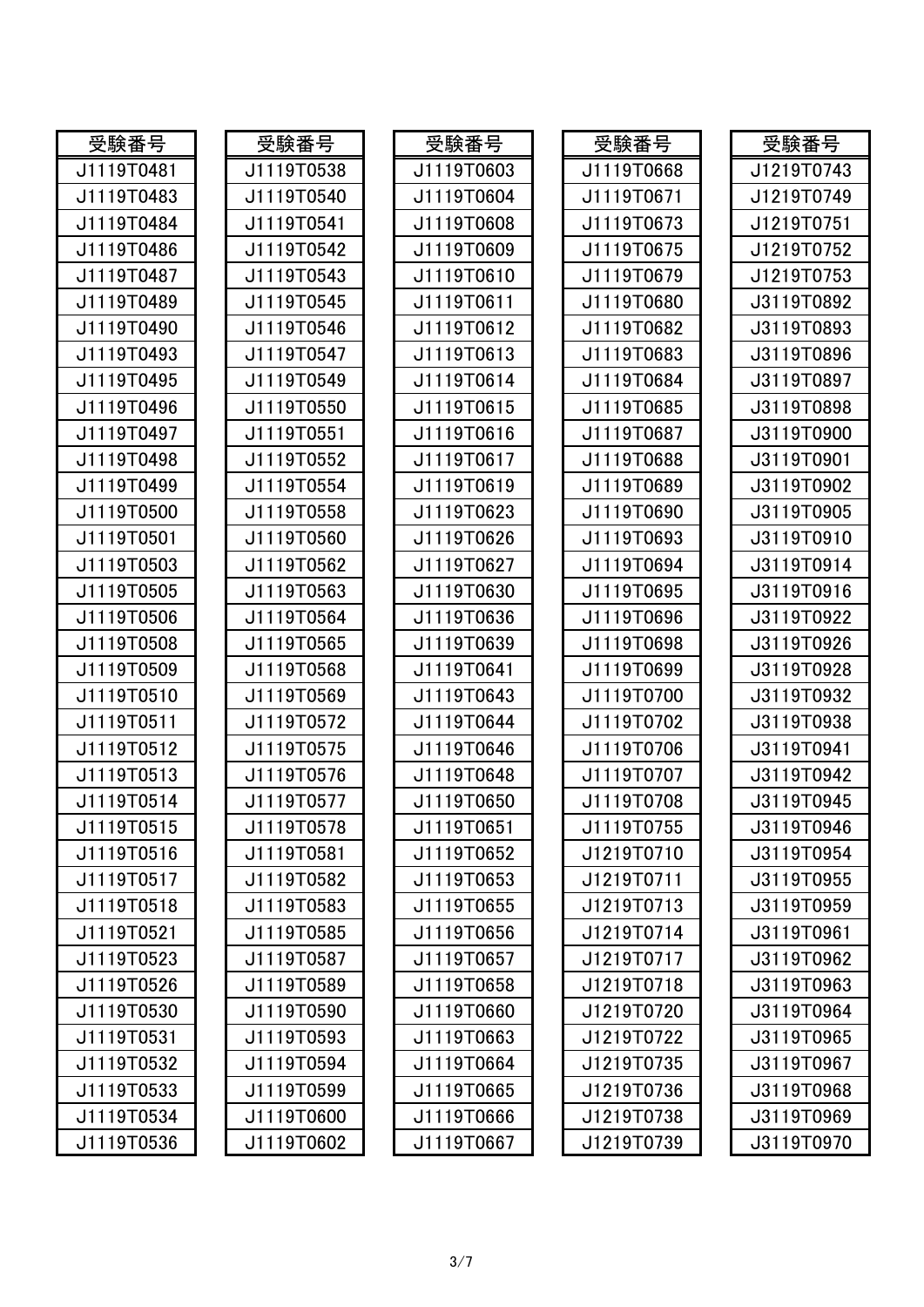| 受験番号 |
| --- |
| J1119T0481 |
| J1119T0483 |
| J1119T0484 |
| J1119T0486 |
| J1119T0487 |
| J1119T0489 |
| J1119T0490 |
| J1119T0493 |
| J1119T0495 |
| J1119T0496 |
| J1119T0497 |
| J1119T0498 |
| J1119T0499 |
| J1119T0500 |
| J1119T0501 |
| J1119T0503 |
| J1119T0505 |
| J1119T0506 |
| J1119T0508 |
| J1119T0509 |
| J1119T0510 |
| J1119T0511 |
| J1119T0512 |
| J1119T0513 |
| J1119T0514 |
| J1119T0515 |
| J1119T0516 |
| J1119T0517 |
| J1119T0518 |
| J1119T0521 |
| J1119T0523 |
| J1119T0526 |
| J1119T0530 |
| J1119T0531 |
| J1119T0532 |
| J1119T0533 |
| J1119T0534 |
| J1119T0536 |

| 受験番号 |
| --- |
| J1119T0538 |
| J1119T0540 |
| J1119T0541 |
| J1119T0542 |
| J1119T0543 |
| J1119T0545 |
| J1119T0546 |
| J1119T0547 |
| J1119T0549 |
| J1119T0550 |
| J1119T0551 |
| J1119T0552 |
| J1119T0554 |
| J1119T0558 |
| J1119T0560 |
| J1119T0562 |
| J1119T0563 |
| J1119T0564 |
| J1119T0565 |
| J1119T0568 |
| J1119T0569 |
| J1119T0572 |
| J1119T0575 |
| J1119T0576 |
| J1119T0577 |
| J1119T0578 |
| J1119T0581 |
| J1119T0582 |
| J1119T0583 |
| J1119T0585 |
| J1119T0587 |
| J1119T0589 |
| J1119T0590 |
| J1119T0593 |
| J1119T0594 |
| J1119T0599 |
| J1119T0600 |
| J1119T0602 |

| 受験番号 |
| --- |
| J1119T0603 |
| J1119T0604 |
| J1119T0608 |
| J1119T0609 |
| J1119T0610 |
| J1119T0611 |
| J1119T0612 |
| J1119T0613 |
| J1119T0614 |
| J1119T0615 |
| J1119T0616 |
| J1119T0617 |
| J1119T0619 |
| J1119T0623 |
| J1119T0626 |
| J1119T0627 |
| J1119T0630 |
| J1119T0636 |
| J1119T0639 |
| J1119T0641 |
| J1119T0643 |
| J1119T0644 |
| J1119T0646 |
| J1119T0648 |
| J1119T0650 |
| J1119T0651 |
| J1119T0652 |
| J1119T0653 |
| J1119T0655 |
| J1119T0656 |
| J1119T0657 |
| J1119T0658 |
| J1119T0660 |
| J1119T0663 |
| J1119T0664 |
| J1119T0665 |
| J1119T0666 |
| J1119T0667 |

| 受験番号 |
| --- |
| J1119T0668 |
| J1119T0671 |
| J1119T0673 |
| J1119T0675 |
| J1119T0679 |
| J1119T0680 |
| J1119T0682 |
| J1119T0683 |
| J1119T0684 |
| J1119T0685 |
| J1119T0687 |
| J1119T0688 |
| J1119T0689 |
| J1119T0690 |
| J1119T0693 |
| J1119T0694 |
| J1119T0695 |
| J1119T0696 |
| J1119T0698 |
| J1119T0699 |
| J1119T0700 |
| J1119T0702 |
| J1119T0706 |
| J1119T0707 |
| J1119T0708 |
| J1119T0755 |
| J1219T0710 |
| J1219T0711 |
| J1219T0713 |
| J1219T0714 |
| J1219T0717 |
| J1219T0718 |
| J1219T0720 |
| J1219T0722 |
| J1219T0735 |
| J1219T0736 |
| J1219T0738 |
| J1219T0739 |

| 受験番号 |
| --- |
| J1219T0743 |
| J1219T0749 |
| J1219T0751 |
| J1219T0752 |
| J1219T0753 |
| J3119T0892 |
| J3119T0893 |
| J3119T0896 |
| J3119T0897 |
| J3119T0898 |
| J3119T0900 |
| J3119T0901 |
| J3119T0902 |
| J3119T0905 |
| J3119T0910 |
| J3119T0914 |
| J3119T0916 |
| J3119T0922 |
| J3119T0926 |
| J3119T0928 |
| J3119T0932 |
| J3119T0938 |
| J3119T0941 |
| J3119T0942 |
| J3119T0945 |
| J3119T0946 |
| J3119T0954 |
| J3119T0955 |
| J3119T0959 |
| J3119T0961 |
| J3119T0962 |
| J3119T0963 |
| J3119T0964 |
| J3119T0965 |
| J3119T0967 |
| J3119T0968 |
| J3119T0969 |
| J3119T0970 |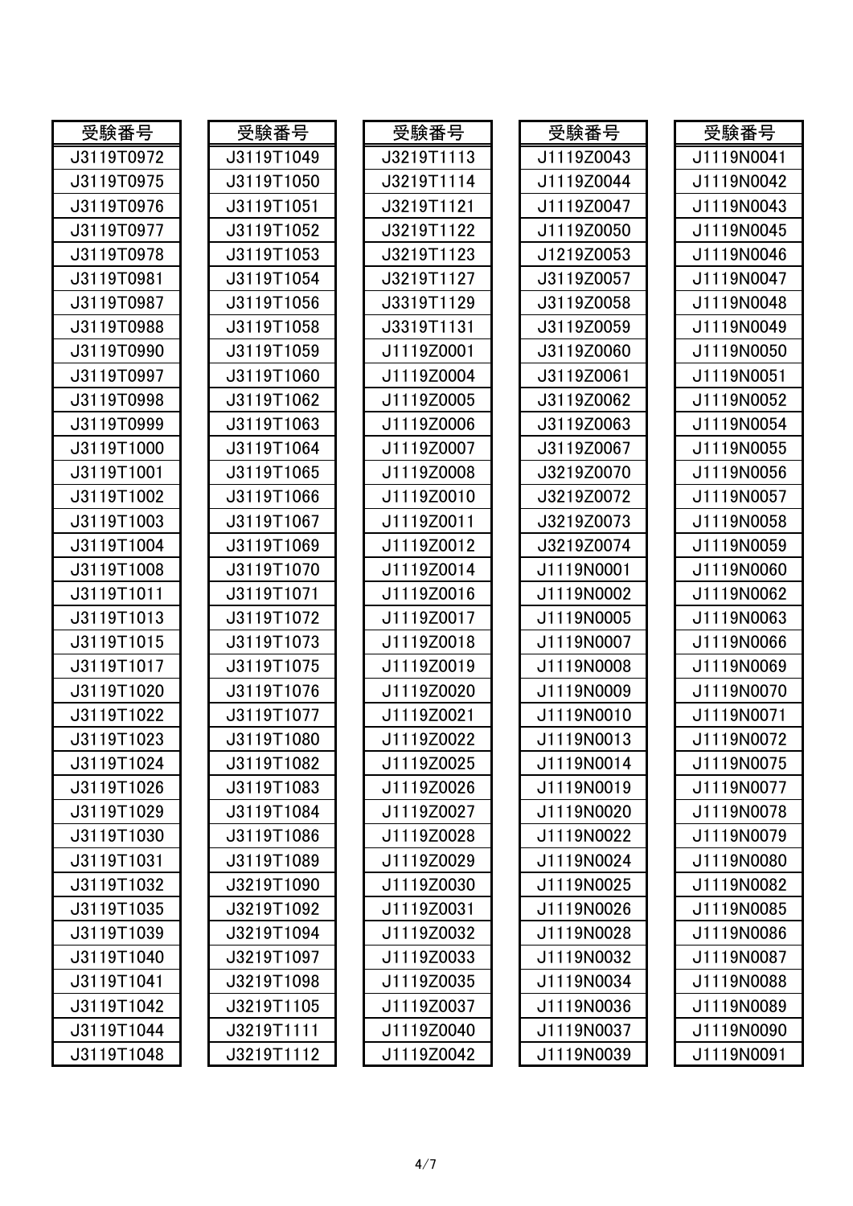| 受験番号 |
| --- |
| J3119T0972 |
| J3119T0975 |
| J3119T0976 |
| J3119T0977 |
| J3119T0978 |
| J3119T0981 |
| J3119T0987 |
| J3119T0988 |
| J3119T0990 |
| J3119T0997 |
| J3119T0998 |
| J3119T0999 |
| J3119T1000 |
| J3119T1001 |
| J3119T1002 |
| J3119T1003 |
| J3119T1004 |
| J3119T1008 |
| J3119T1011 |
| J3119T1013 |
| J3119T1015 |
| J3119T1017 |
| J3119T1020 |
| J3119T1022 |
| J3119T1023 |
| J3119T1024 |
| J3119T1026 |
| J3119T1029 |
| J3119T1030 |
| J3119T1031 |
| J3119T1032 |
| J3119T1035 |
| J3119T1039 |
| J3119T1040 |
| J3119T1041 |
| J3119T1042 |
| J3119T1044 |
| J3119T1048 |

| 受験番号 |
| --- |
| J3119T1049 |
| J3119T1050 |
| J3119T1051 |
| J3119T1052 |
| J3119T1053 |
| J3119T1054 |
| J3119T1056 |
| J3119T1058 |
| J3119T1059 |
| J3119T1060 |
| J3119T1062 |
| J3119T1063 |
| J3119T1064 |
| J3119T1065 |
| J3119T1066 |
| J3119T1067 |
| J3119T1069 |
| J3119T1070 |
| J3119T1071 |
| J3119T1072 |
| J3119T1073 |
| J3119T1075 |
| J3119T1076 |
| J3119T1077 |
| J3119T1080 |
| J3119T1082 |
| J3119T1083 |
| J3119T1084 |
| J3119T1086 |
| J3119T1089 |
| J3219T1090 |
| J3219T1092 |
| J3219T1094 |
| J3219T1097 |
| J3219T1098 |
| J3219T1105 |
| J3219T1111 |
| J3219T1112 |

| 受験番号 |
| --- |
| J3219T1113 |
| J3219T1114 |
| J3219T1121 |
| J3219T1122 |
| J3219T1123 |
| J3219T1127 |
| J3319T1129 |
| J3319T1131 |
| J1119Z0001 |
| J1119Z0004 |
| J1119Z0005 |
| J1119Z0006 |
| J1119Z0007 |
| J1119Z0008 |
| J1119Z0010 |
| J1119Z0011 |
| J1119Z0012 |
| J1119Z0014 |
| J1119Z0016 |
| J1119Z0017 |
| J1119Z0018 |
| J1119Z0019 |
| J1119Z0020 |
| J1119Z0021 |
| J1119Z0022 |
| J1119Z0025 |
| J1119Z0026 |
| J1119Z0027 |
| J1119Z0028 |
| J1119Z0029 |
| J1119Z0030 |
| J1119Z0031 |
| J1119Z0032 |
| J1119Z0033 |
| J1119Z0035 |
| J1119Z0037 |
| J1119Z0040 |
| J1119Z0042 |

| 受験番号 |
| --- |
| J1119Z0043 |
| J1119Z0044 |
| J1119Z0047 |
| J1119Z0050 |
| J1219Z0053 |
| J3119Z0057 |
| J3119Z0058 |
| J3119Z0059 |
| J3119Z0060 |
| J3119Z0061 |
| J3119Z0062 |
| J3119Z0063 |
| J3119Z0067 |
| J3219Z0070 |
| J3219Z0072 |
| J3219Z0073 |
| J3219Z0074 |
| J1119N0001 |
| J1119N0002 |
| J1119N0005 |
| J1119N0007 |
| J1119N0008 |
| J1119N0009 |
| J1119N0010 |
| J1119N0013 |
| J1119N0014 |
| J1119N0019 |
| J1119N0020 |
| J1119N0022 |
| J1119N0024 |
| J1119N0025 |
| J1119N0026 |
| J1119N0028 |
| J1119N0032 |
| J1119N0034 |
| J1119N0036 |
| J1119N0037 |
| J1119N0039 |

| 受験番号 |
| --- |
| J1119N0041 |
| J1119N0042 |
| J1119N0043 |
| J1119N0045 |
| J1119N0046 |
| J1119N0047 |
| J1119N0048 |
| J1119N0049 |
| J1119N0050 |
| J1119N0051 |
| J1119N0052 |
| J1119N0054 |
| J1119N0055 |
| J1119N0056 |
| J1119N0057 |
| J1119N0058 |
| J1119N0059 |
| J1119N0060 |
| J1119N0062 |
| J1119N0063 |
| J1119N0066 |
| J1119N0069 |
| J1119N0070 |
| J1119N0071 |
| J1119N0072 |
| J1119N0075 |
| J1119N0077 |
| J1119N0078 |
| J1119N0079 |
| J1119N0080 |
| J1119N0082 |
| J1119N0085 |
| J1119N0086 |
| J1119N0087 |
| J1119N0088 |
| J1119N0089 |
| J1119N0090 |
| J1119N0091 |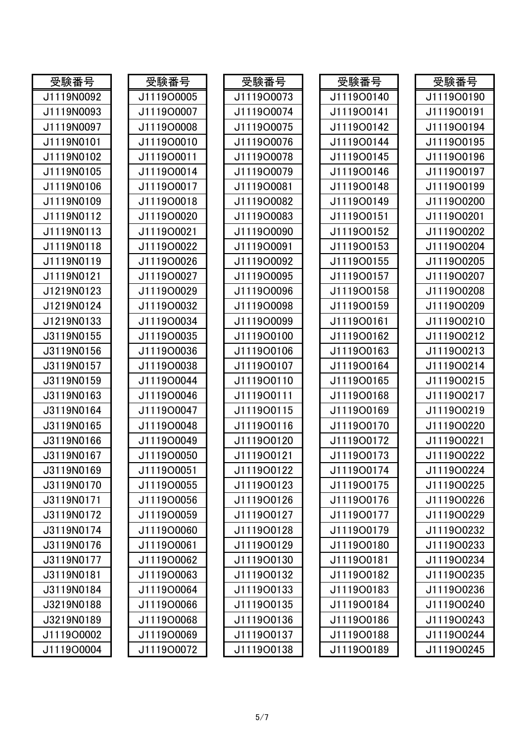| 受験番号 |
| --- |
| J1119N0092 |
| J1119N0093 |
| J1119N0097 |
| J1119N0101 |
| J1119N0102 |
| J1119N0105 |
| J1119N0106 |
| J1119N0109 |
| J1119N0112 |
| J1119N0113 |
| J1119N0118 |
| J1119N0119 |
| J1119N0121 |
| J1219N0123 |
| J1219N0124 |
| J1219N0133 |
| J3119N0155 |
| J3119N0156 |
| J3119N0157 |
| J3119N0159 |
| J3119N0163 |
| J3119N0164 |
| J3119N0165 |
| J3119N0166 |
| J3119N0167 |
| J3119N0169 |
| J3119N0170 |
| J3119N0171 |
| J3119N0172 |
| J3119N0174 |
| J3119N0176 |
| J3119N0177 |
| J3119N0181 |
| J3119N0184 |
| J3219N0188 |
| J3219N0189 |
| J1119O0002 |
| J1119O0004 |

| 受験番号 |
| --- |
| J1119O0005 |
| J1119O0007 |
| J1119O0008 |
| J1119O0010 |
| J1119O0011 |
| J1119O0014 |
| J1119O0017 |
| J1119O0018 |
| J1119O0020 |
| J1119O0021 |
| J1119O0022 |
| J1119O0026 |
| J1119O0027 |
| J1119O0029 |
| J1119O0032 |
| J1119O0034 |
| J1119O0035 |
| J1119O0036 |
| J1119O0038 |
| J1119O0044 |
| J1119O0046 |
| J1119O0047 |
| J1119O0048 |
| J1119O0049 |
| J1119O0050 |
| J1119O0051 |
| J1119O0055 |
| J1119O0056 |
| J1119O0059 |
| J1119O0060 |
| J1119O0061 |
| J1119O0062 |
| J1119O0063 |
| J1119O0064 |
| J1119O0066 |
| J1119O0068 |
| J1119O0069 |
| J1119O0072 |

| 受験番号 |
| --- |
| J1119O0073 |
| J1119O0074 |
| J1119O0075 |
| J1119O0076 |
| J1119O0078 |
| J1119O0079 |
| J1119O0081 |
| J1119O0082 |
| J1119O0083 |
| J1119O0090 |
| J1119O0091 |
| J1119O0092 |
| J1119O0095 |
| J1119O0096 |
| J1119O0098 |
| J1119O0099 |
| J1119O0100 |
| J1119O0106 |
| J1119O0107 |
| J1119O0110 |
| J1119O0111 |
| J1119O0115 |
| J1119O0116 |
| J1119O0120 |
| J1119O0121 |
| J1119O0122 |
| J1119O0123 |
| J1119O0126 |
| J1119O0127 |
| J1119O0128 |
| J1119O0129 |
| J1119O0130 |
| J1119O0132 |
| J1119O0133 |
| J1119O0135 |
| J1119O0136 |
| J1119O0137 |
| J1119O0138 |

| 受験番号 |
| --- |
| J1119O0140 |
| J1119O0141 |
| J1119O0142 |
| J1119O0144 |
| J1119O0145 |
| J1119O0146 |
| J1119O0148 |
| J1119O0149 |
| J1119O0151 |
| J1119O0152 |
| J1119O0153 |
| J1119O0155 |
| J1119O0157 |
| J1119O0158 |
| J1119O0159 |
| J1119O0161 |
| J1119O0162 |
| J1119O0163 |
| J1119O0164 |
| J1119O0165 |
| J1119O0168 |
| J1119O0169 |
| J1119O0170 |
| J1119O0172 |
| J1119O0173 |
| J1119O0174 |
| J1119O0175 |
| J1119O0176 |
| J1119O0177 |
| J1119O0179 |
| J1119O0180 |
| J1119O0181 |
| J1119O0182 |
| J1119O0183 |
| J1119O0184 |
| J1119O0186 |
| J1119O0188 |
| J1119O0189 |

| 受験番号 |
| --- |
| J1119O0190 |
| J1119O0191 |
| J1119O0194 |
| J1119O0195 |
| J1119O0196 |
| J1119O0197 |
| J1119O0199 |
| J1119O0200 |
| J1119O0201 |
| J1119O0202 |
| J1119O0204 |
| J1119O0205 |
| J1119O0207 |
| J1119O0208 |
| J1119O0209 |
| J1119O0210 |
| J1119O0212 |
| J1119O0213 |
| J1119O0214 |
| J1119O0215 |
| J1119O0217 |
| J1119O0219 |
| J1119O0220 |
| J1119O0221 |
| J1119O0222 |
| J1119O0224 |
| J1119O0225 |
| J1119O0226 |
| J1119O0229 |
| J1119O0232 |
| J1119O0233 |
| J1119O0234 |
| J1119O0235 |
| J1119O0236 |
| J1119O0240 |
| J1119O0243 |
| J1119O0244 |
| J1119O0245 |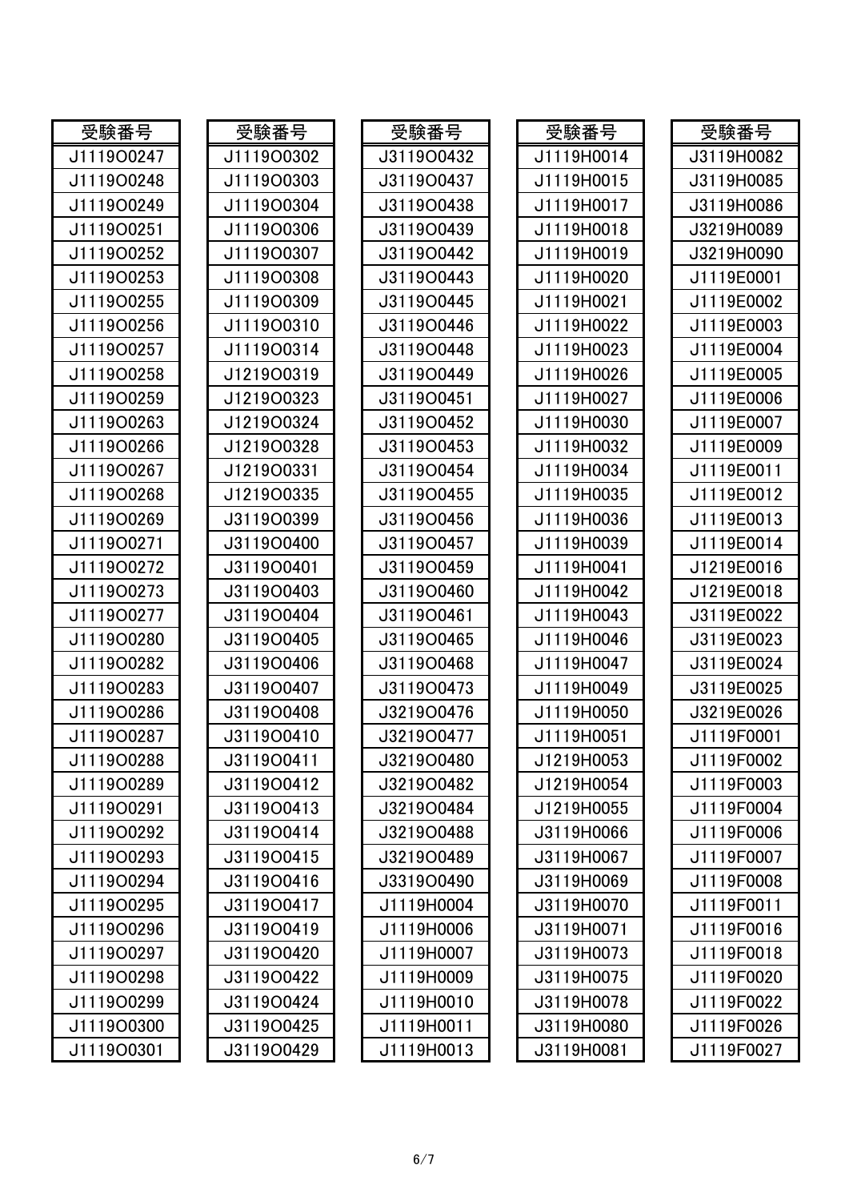| 受験番号 |
|---|
| J1119O0247 |
| J1119O0248 |
| J1119O0249 |
| J1119O0251 |
| J1119O0252 |
| J1119O0253 |
| J1119O0255 |
| J1119O0256 |
| J1119O0257 |
| J1119O0258 |
| J1119O0259 |
| J1119O0263 |
| J1119O0266 |
| J1119O0267 |
| J1119O0268 |
| J1119O0269 |
| J1119O0271 |
| J1119O0272 |
| J1119O0273 |
| J1119O0277 |
| J1119O0280 |
| J1119O0282 |
| J1119O0283 |
| J1119O0286 |
| J1119O0287 |
| J1119O0288 |
| J1119O0289 |
| J1119O0291 |
| J1119O0292 |
| J1119O0293 |
| J1119O0294 |
| J1119O0295 |
| J1119O0296 |
| J1119O0297 |
| J1119O0298 |
| J1119O0299 |
| J1119O0300 |
| J1119O0301 |

| 受験番号 |
|---|
| J1119O0302 |
| J1119O0303 |
| J1119O0304 |
| J1119O0306 |
| J1119O0307 |
| J1119O0308 |
| J1119O0309 |
| J1119O0310 |
| J1119O0314 |
| J1219O0319 |
| J1219O0323 |
| J1219O0324 |
| J1219O0328 |
| J1219O0331 |
| J1219O0335 |
| J3119O0399 |
| J3119O0400 |
| J3119O0401 |
| J3119O0403 |
| J3119O0404 |
| J3119O0405 |
| J3119O0406 |
| J3119O0407 |
| J3119O0408 |
| J3119O0410 |
| J3119O0411 |
| J3119O0412 |
| J3119O0413 |
| J3119O0414 |
| J3119O0415 |
| J3119O0416 |
| J3119O0417 |
| J3119O0419 |
| J3119O0420 |
| J3119O0422 |
| J3119O0424 |
| J3119O0425 |
| J3119O0429 |

| 受験番号 |
|---|
| J3119O0432 |
| J3119O0437 |
| J3119O0438 |
| J3119O0439 |
| J3119O0442 |
| J3119O0443 |
| J3119O0445 |
| J3119O0446 |
| J3119O0448 |
| J3119O0449 |
| J3119O0451 |
| J3119O0452 |
| J3119O0453 |
| J3119O0454 |
| J3119O0455 |
| J3119O0456 |
| J3119O0457 |
| J3119O0459 |
| J3119O0460 |
| J3119O0461 |
| J3119O0465 |
| J3119O0468 |
| J3119O0473 |
| J3219O0476 |
| J3219O0477 |
| J3219O0480 |
| J3219O0482 |
| J3219O0484 |
| J3219O0488 |
| J3219O0489 |
| J3319O0490 |
| J1119H0004 |
| J1119H0006 |
| J1119H0007 |
| J1119H0009 |
| J1119H0010 |
| J1119H0011 |
| J1119H0013 |

| 受験番号 |
|---|
| J1119H0014 |
| J1119H0015 |
| J1119H0017 |
| J1119H0018 |
| J1119H0019 |
| J1119H0020 |
| J1119H0021 |
| J1119H0022 |
| J1119H0023 |
| J1119H0026 |
| J1119H0027 |
| J1119H0030 |
| J1119H0032 |
| J1119H0034 |
| J1119H0035 |
| J1119H0036 |
| J1119H0039 |
| J1119H0041 |
| J1119H0042 |
| J1119H0043 |
| J1119H0046 |
| J1119H0047 |
| J1119H0049 |
| J1119H0050 |
| J1119H0051 |
| J1219H0053 |
| J1219H0054 |
| J1219H0055 |
| J3119H0066 |
| J3119H0067 |
| J3119H0069 |
| J3119H0070 |
| J3119H0071 |
| J3119H0073 |
| J3119H0075 |
| J3119H0078 |
| J3119H0080 |
| J3119H0081 |

| 受験番号 |
|---|
| J3119H0082 |
| J3119H0085 |
| J3119H0086 |
| J3219H0089 |
| J3219H0090 |
| J1119E0001 |
| J1119E0002 |
| J1119E0003 |
| J1119E0004 |
| J1119E0005 |
| J1119E0006 |
| J1119E0007 |
| J1119E0009 |
| J1119E0011 |
| J1119E0012 |
| J1119E0013 |
| J1119E0014 |
| J1219E0016 |
| J1219E0018 |
| J3119E0022 |
| J3119E0023 |
| J3119E0024 |
| J3119E0025 |
| J3219E0026 |
| J1119F0001 |
| J1119F0002 |
| J1119F0003 |
| J1119F0004 |
| J1119F0006 |
| J1119F0007 |
| J1119F0008 |
| J1119F0011 |
| J1119F0016 |
| J1119F0018 |
| J1119F0020 |
| J1119F0022 |
| J1119F0026 |
| J1119F0027 |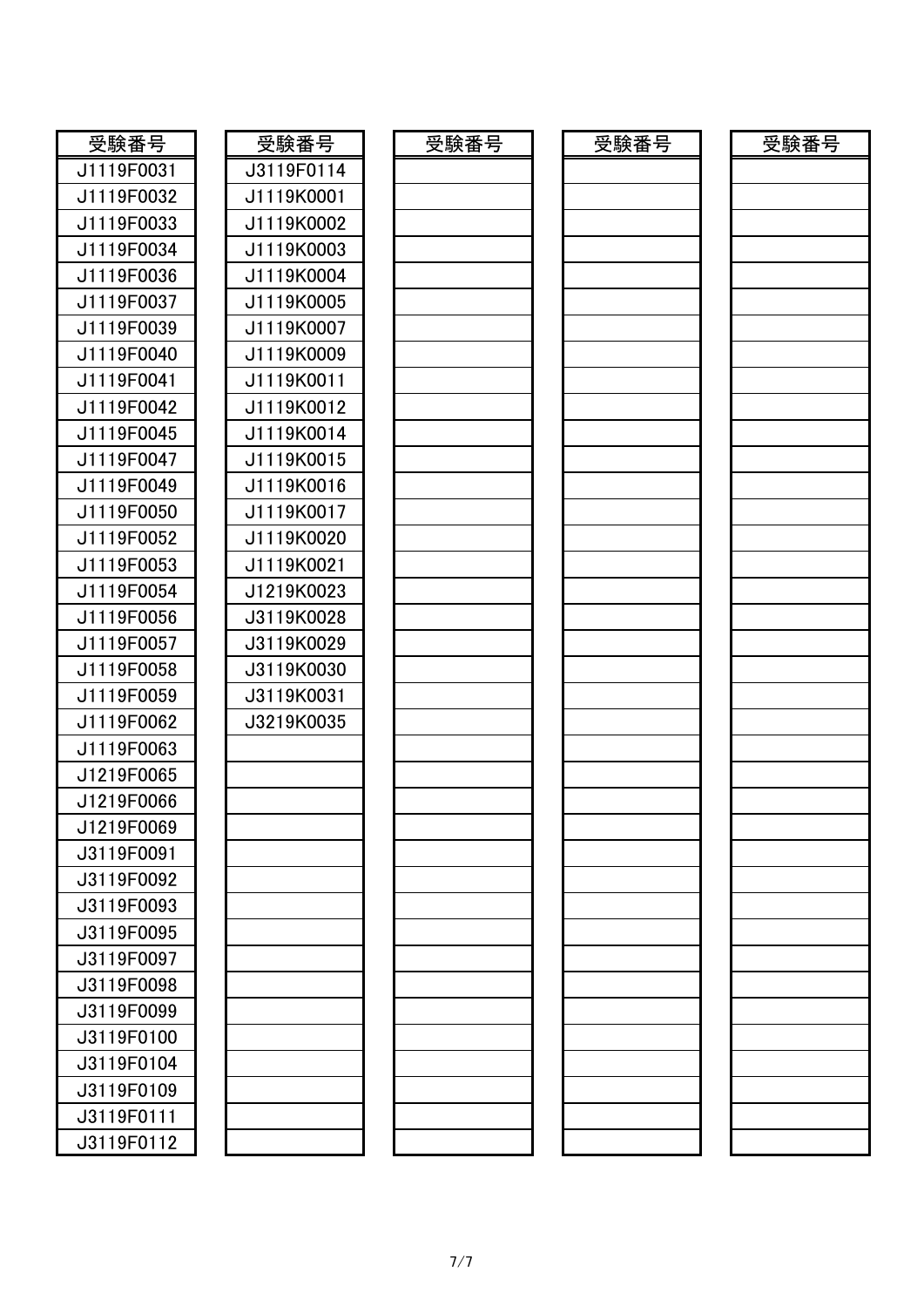| 受験番号 |
|---|
| J1119F0031 |
| J1119F0032 |
| J1119F0033 |
| J1119F0034 |
| J1119F0036 |
| J1119F0037 |
| J1119F0039 |
| J1119F0040 |
| J1119F0041 |
| J1119F0042 |
| J1119F0045 |
| J1119F0047 |
| J1119F0049 |
| J1119F0050 |
| J1119F0052 |
| J1119F0053 |
| J1119F0054 |
| J1119F0056 |
| J1119F0057 |
| J1119F0058 |
| J1119F0059 |
| J1119F0062 |
| J1119F0063 |
| J1219F0065 |
| J1219F0066 |
| J1219F0069 |
| J3119F0091 |
| J3119F0092 |
| J3119F0093 |
| J3119F0095 |
| J3119F0097 |
| J3119F0098 |
| J3119F0099 |
| J3119F0100 |
| J3119F0104 |
| J3119F0109 |
| J3119F0111 |
| J3119F0112 |

| 受験番号 |
|---|
| J3119F0114 |
| J1119K0001 |
| J1119K0002 |
| J1119K0003 |
| J1119K0004 |
| J1119K0005 |
| J1119K0007 |
| J1119K0009 |
| J1119K0011 |
| J1119K0012 |
| J1119K0014 |
| J1119K0015 |
| J1119K0016 |
| J1119K0017 |
| J1119K0020 |
| J1119K0021 |
| J1219K0023 |
| J3119K0028 |
| J3119K0029 |
| J3119K0030 |
| J3119K0031 |
| J3219K0035 |

| 受験番号 |
|---|

| 受験番号 |
|---|

| 受験番号 |
|---|